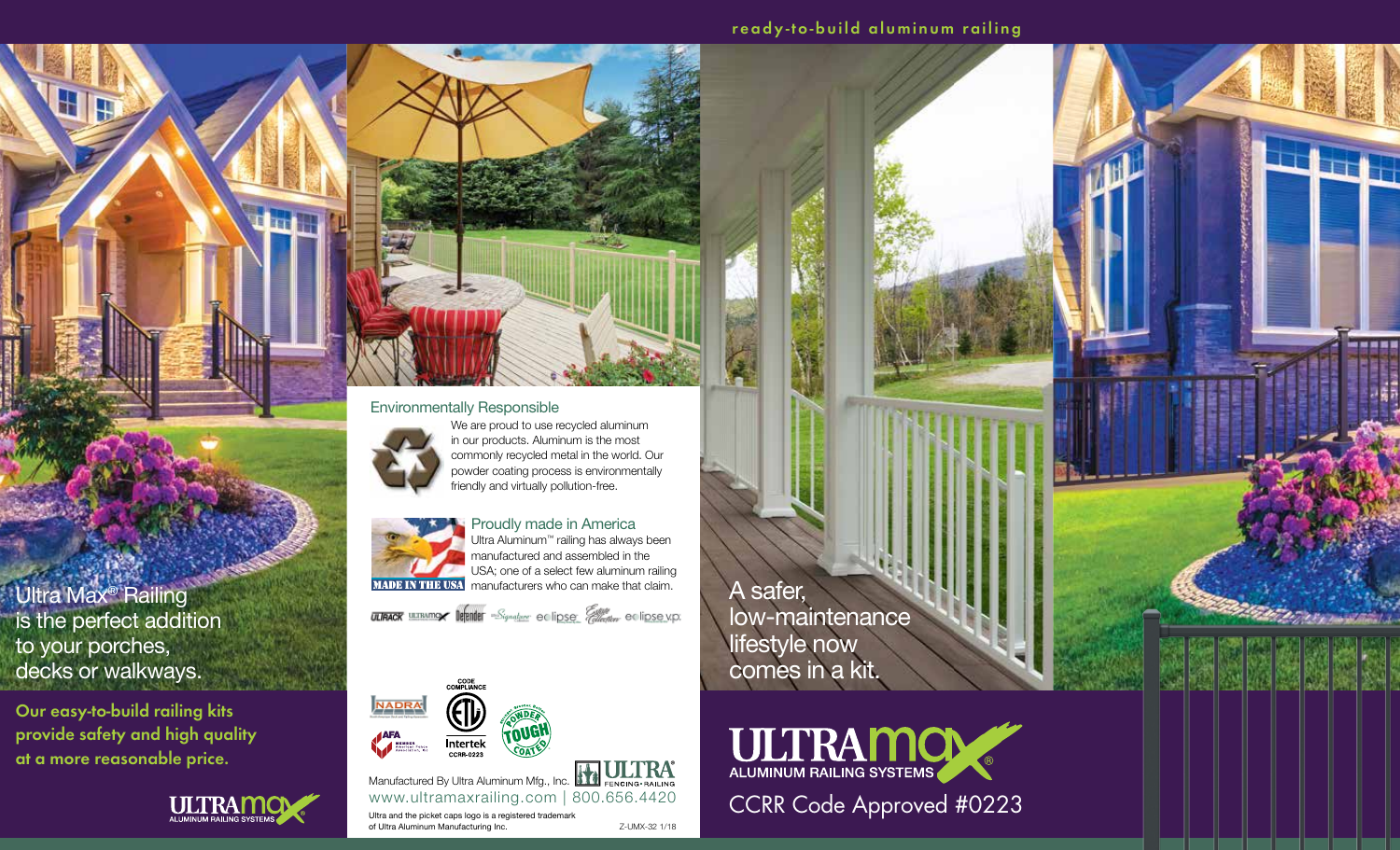ready-to-build aluminum railing

Ultra Max® Railing is the perfect addition to your porches, decks or walkways.

**Our easy-to-build railing kits provide safety and high quality at a more reasonable price.**

ULTRAMAX ALUMINUM RAILING SYSTEMS

## Environmentally Responsible

We are proud to use recycled aluminum in our products. Aluminum is the most commonly recycled metal in the world. Our powder coating process is environmentally friendly and virtually pollution-free.

## Proudly made in America

MADE IN THE USA

Ultra Aluminum™ railing has always been manufactured and assembled in the USA; one of a select few aluminum railing manufacturers who can make that claim.

ULTRACK ULTRAMAX Defender Signature eclipse Estate Collection eclipse vp

NADRA AFA Member CODE COMPLIANCE Intertek CCRR-0223 POWDER TOUGH COATED

Manufactured By Ultra Aluminum Mfg., Inc. ULTRA® FENCING • RAILING

www.ultramaxrailing.com | 800.656.4420

Ultra and the picket caps logo is a registered trademark of Ultra Aluminum Manufacturing Inc.

Z-UMX-32 1/18

A safer, low-maintenance lifestyle now comes in a kit.

ULTRAMAX® ALUMINUM RAILING SYSTEMS

CCRR Code Approved #0223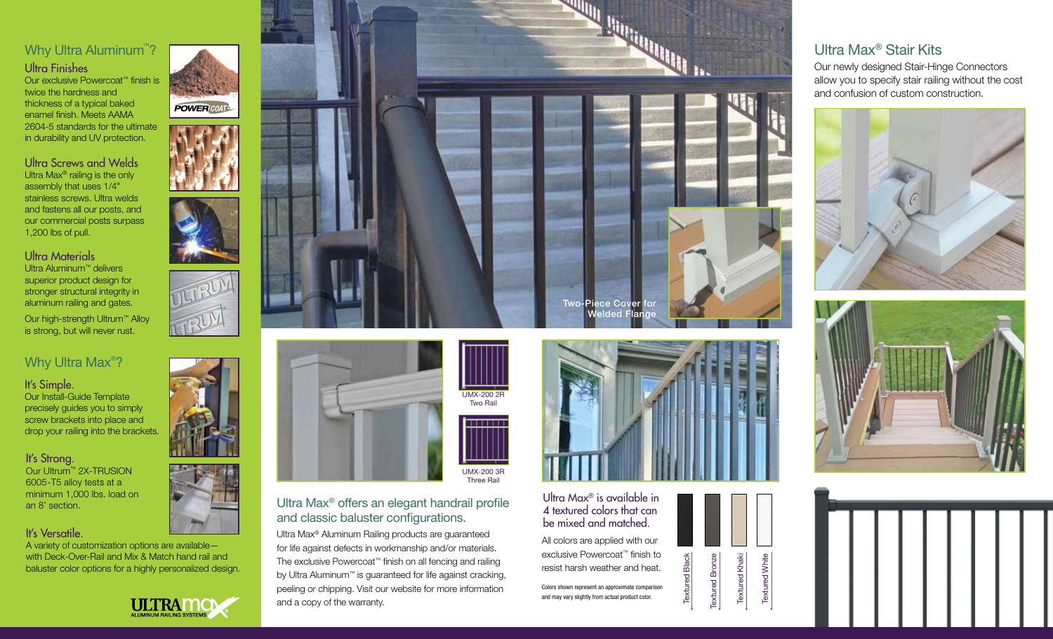## Why Ultra Aluminum™?

### Ultra Finishes

Our exclusive Powercoat™ finish is twice the hardness and thickness of a typical baked enamel finish. Meets AAMA 2604-5 standards for the ultimate in durability and UV protection.

### Ultra Screws and Welds

Ultra Max® railing is the only assembly that uses 1/4" stainless screws. Ultra welds and fastens all our posts, and our commercial posts surpass 1,200 lbs of pull.

### Ultra Materials

Ultra Aluminum™ delivers superior product design for stronger structural integrity in aluminum railing and gates.

Our high-strength Ultrum™ Alloy is strong, but will never rust.

## Why Ultra Max®?

### It's Simple.

Our Install-Guide Template precisely guides you to simply screw brackets into place and drop your railing into the brackets.

### It's Strong.

Our Ultrum™ 2X-TRUSION 6005-T5 alloy tests at a minimum 1,000 lbs. load on an 8' section.

### It's Versatile.

A variety of customization options are available—with Deck-Over-Rail and Mix & Match hand rail and baluster color options for a highly personalized design.

ULTRA max
ALUMINUM RAILING SYSTEMS

Two-Piece Cover for Welded Flange

UMX-200 2R
Two Rail

UMX-200 3R
Three Rail

## Ultra Max® offers an elegant handrail profile and classic baluster configurations.

Ultra Max® Aluminum Railing products are guaranteed for life against defects in workmanship and/or materials. The exclusive Powercoat™ finish on all fencing and railing by Ultra Aluminum™ is guaranteed for life against cracking, peeling or chipping. Visit our website for more information and a copy of the warranty.

## Ultra Max® is available in 4 textured colors that can be mixed and matched.

All colors are applied with our exclusive Powercoat™ finish to resist harsh weather and heat.

Colors shown represent an approximate comparison and may vary slightly from actual product color.

Textured Black
Textured Bronze
Textured Khaki
Textured White

## Ultra Max® Stair Kits

Our newly designed Stair-Hinge Connectors allow you to specify stair railing without the cost and confusion of custom construction.